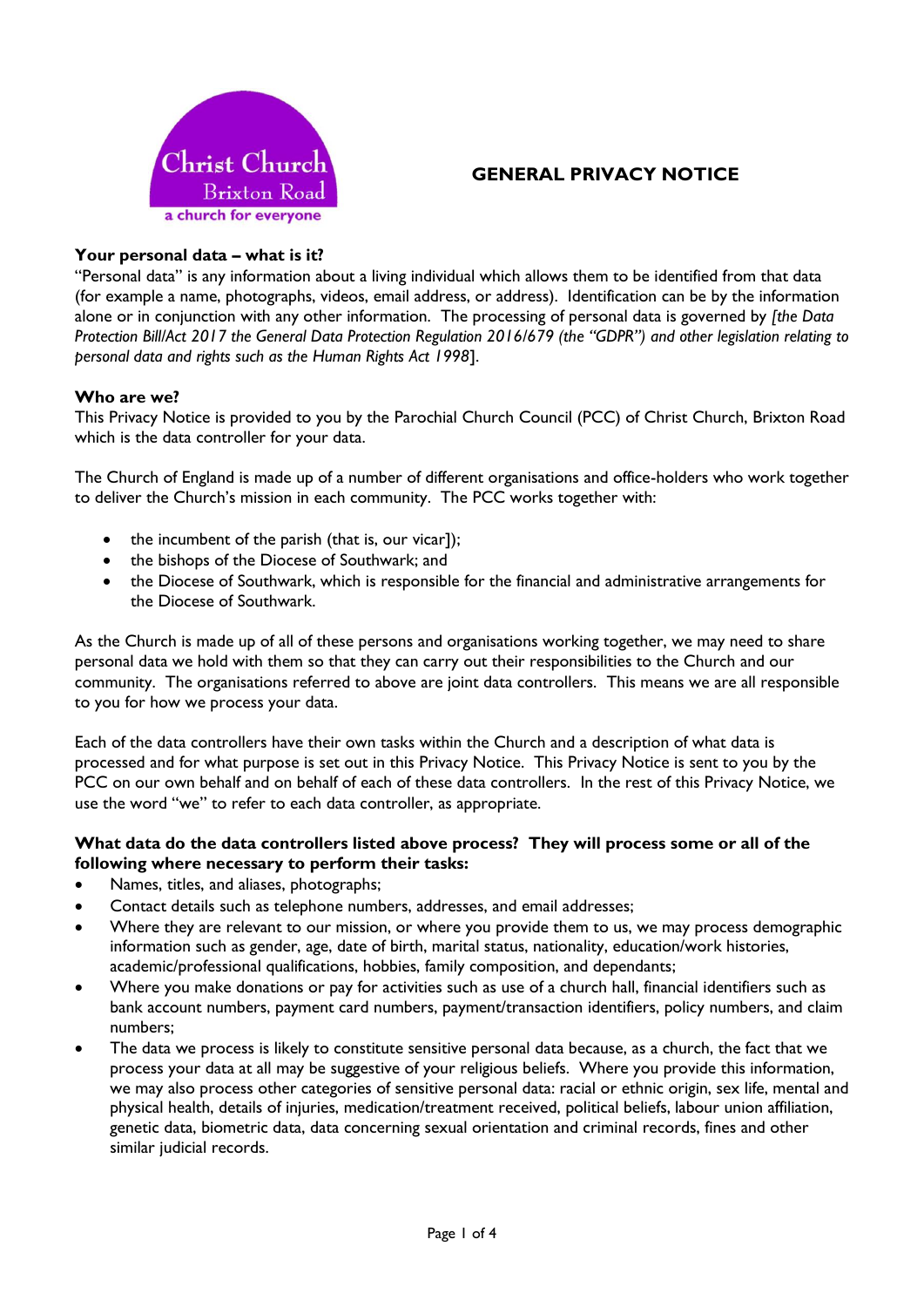Christ Church
Brixton Road
a church for everyone

# GENERAL PRIVACY NOTICE

**Your personal data – what is it?**

"Personal data" is any information about a living individual which allows them to be identified from that data (for example a name, photographs, videos, email address, or address). Identification can be by the information alone or in conjunction with any other information. The processing of personal data is governed by *[the Data Protection Bill/Act 2017 the General Data Protection Regulation 2016/679 (the "GDPR") and other legislation relating to personal data and rights such as the Human Rights Act 1998*].

**Who are we?**

This Privacy Notice is provided to you by the Parochial Church Council (PCC) of Christ Church, Brixton Road which is the data controller for your data.

The Church of England is made up of a number of different organisations and office-holders who work together to deliver the Church's mission in each community. The PCC works together with:

- the incumbent of the parish (that is, our vicar]);
- the bishops of the Diocese of Southwark; and
- the Diocese of Southwark, which is responsible for the financial and administrative arrangements for the Diocese of Southwark.

As the Church is made up of all of these persons and organisations working together, we may need to share personal data we hold with them so that they can carry out their responsibilities to the Church and our community. The organisations referred to above are joint data controllers. This means we are all responsible to you for how we process your data.

Each of the data controllers have their own tasks within the Church and a description of what data is processed and for what purpose is set out in this Privacy Notice. This Privacy Notice is sent to you by the PCC on our own behalf and on behalf of each of these data controllers. In the rest of this Privacy Notice, we use the word "we" to refer to each data controller, as appropriate.

**What data do the data controllers listed above process? They will process some or all of the following where necessary to perform their tasks:**

- Names, titles, and aliases, photographs;
- Contact details such as telephone numbers, addresses, and email addresses;
- Where they are relevant to our mission, or where you provide them to us, we may process demographic information such as gender, age, date of birth, marital status, nationality, education/work histories, academic/professional qualifications, hobbies, family composition, and dependants;
- Where you make donations or pay for activities such as use of a church hall, financial identifiers such as bank account numbers, payment card numbers, payment/transaction identifiers, policy numbers, and claim numbers;
- The data we process is likely to constitute sensitive personal data because, as a church, the fact that we process your data at all may be suggestive of your religious beliefs. Where you provide this information, we may also process other categories of sensitive personal data: racial or ethnic origin, sex life, mental and physical health, details of injuries, medication/treatment received, political beliefs, labour union affiliation, genetic data, biometric data, data concerning sexual orientation and criminal records, fines and other similar judicial records.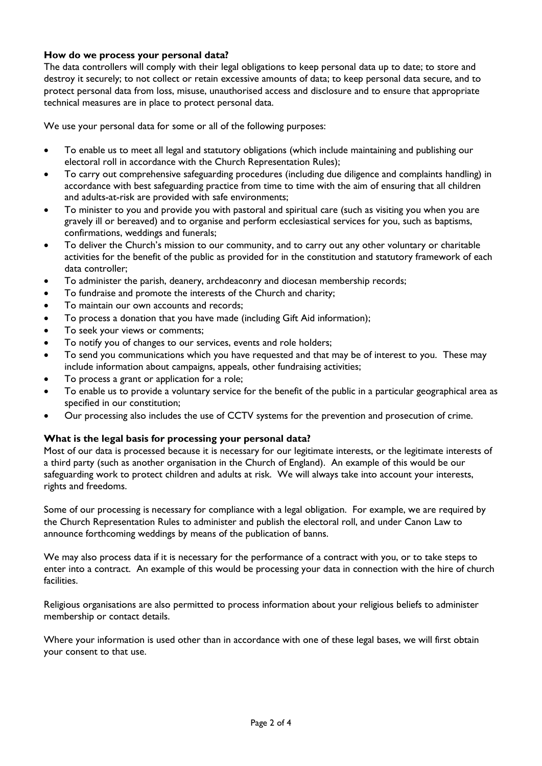### How do we process your personal data?

The data controllers will comply with their legal obligations to keep personal data up to date; to store and destroy it securely; to not collect or retain excessive amounts of data; to keep personal data secure, and to protect personal data from loss, misuse, unauthorised access and disclosure and to ensure that appropriate technical measures are in place to protect personal data.

We use your personal data for some or all of the following purposes:

- To enable us to meet all legal and statutory obligations (which include maintaining and publishing our electoral roll in accordance with the Church Representation Rules);
- To carry out comprehensive safeguarding procedures (including due diligence and complaints handling) in accordance with best safeguarding practice from time to time with the aim of ensuring that all children and adults-at-risk are provided with safe environments;
- To minister to you and provide you with pastoral and spiritual care (such as visiting you when you are gravely ill or bereaved) and to organise and perform ecclesiastical services for you, such as baptisms, confirmations, weddings and funerals;
- To deliver the Church's mission to our community, and to carry out any other voluntary or charitable activities for the benefit of the public as provided for in the constitution and statutory framework of each data controller;
- To administer the parish, deanery, archdeaconry and diocesan membership records;
- To fundraise and promote the interests of the Church and charity;
- To maintain our own accounts and records;
- To process a donation that you have made (including Gift Aid information);
- To seek your views or comments;
- To notify you of changes to our services, events and role holders;
- To send you communications which you have requested and that may be of interest to you. These may include information about campaigns, appeals, other fundraising activities;
- To process a grant or application for a role;
- To enable us to provide a voluntary service for the benefit of the public in a particular geographical area as specified in our constitution;
- Our processing also includes the use of CCTV systems for the prevention and prosecution of crime.

### What is the legal basis for processing your personal data?

Most of our data is processed because it is necessary for our legitimate interests, or the legitimate interests of a third party (such as another organisation in the Church of England). An example of this would be our safeguarding work to protect children and adults at risk. We will always take into account your interests, rights and freedoms.

Some of our processing is necessary for compliance with a legal obligation. For example, we are required by the Church Representation Rules to administer and publish the electoral roll, and under Canon Law to announce forthcoming weddings by means of the publication of banns.

We may also process data if it is necessary for the performance of a contract with you, or to take steps to enter into a contract. An example of this would be processing your data in connection with the hire of church facilities.

Religious organisations are also permitted to process information about your religious beliefs to administer membership or contact details.

Where your information is used other than in accordance with one of these legal bases, we will first obtain your consent to that use.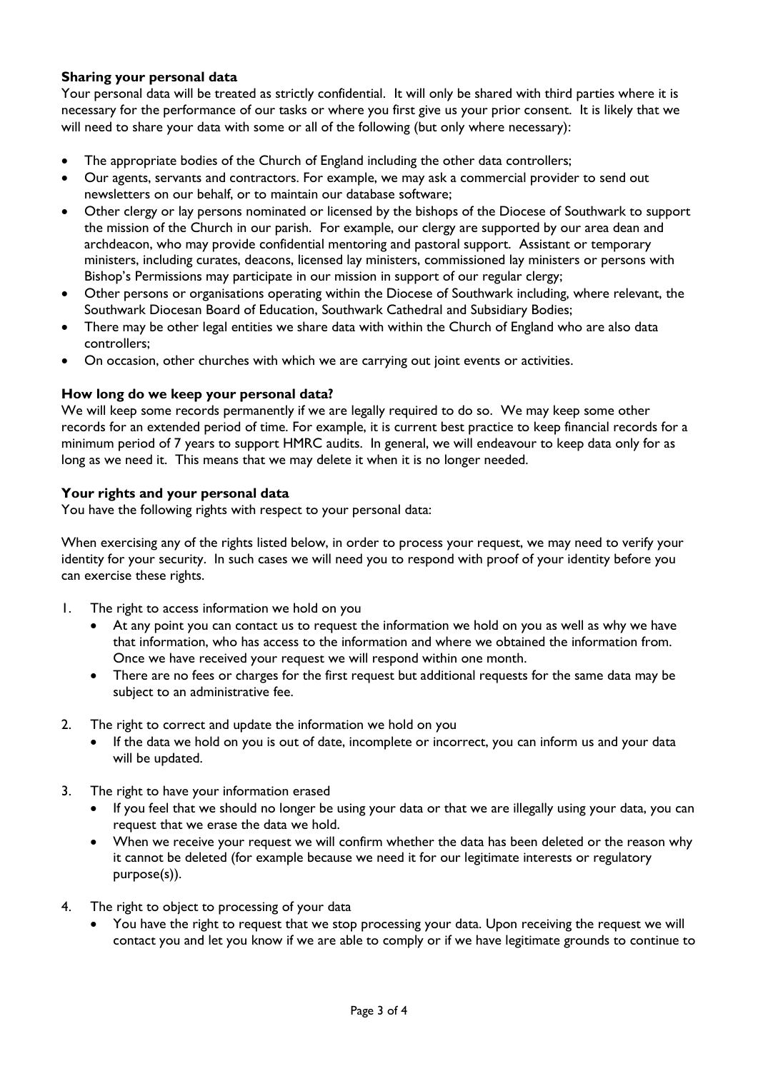### Sharing your personal data

Your personal data will be treated as strictly confidential. It will only be shared with third parties where it is necessary for the performance of our tasks or where you first give us your prior consent. It is likely that we will need to share your data with some or all of the following (but only where necessary):

- The appropriate bodies of the Church of England including the other data controllers;
- Our agents, servants and contractors. For example, we may ask a commercial provider to send out newsletters on our behalf, or to maintain our database software;
- Other clergy or lay persons nominated or licensed by the bishops of the Diocese of Southwark to support the mission of the Church in our parish. For example, our clergy are supported by our area dean and archdeacon, who may provide confidential mentoring and pastoral support. Assistant or temporary ministers, including curates, deacons, licensed lay ministers, commissioned lay ministers or persons with Bishop's Permissions may participate in our mission in support of our regular clergy;
- Other persons or organisations operating within the Diocese of Southwark including, where relevant, the Southwark Diocesan Board of Education, Southwark Cathedral and Subsidiary Bodies;
- There may be other legal entities we share data with within the Church of England who are also data controllers;
- On occasion, other churches with which we are carrying out joint events or activities.

### How long do we keep your personal data?

We will keep some records permanently if we are legally required to do so. We may keep some other records for an extended period of time. For example, it is current best practice to keep financial records for a minimum period of 7 years to support HMRC audits. In general, we will endeavour to keep data only for as long as we need it. This means that we may delete it when it is no longer needed.

### Your rights and your personal data

You have the following rights with respect to your personal data:

When exercising any of the rights listed below, in order to process your request, we may need to verify your identity for your security. In such cases we will need you to respond with proof of your identity before you can exercise these rights.

1. The right to access information we hold on you
   - At any point you can contact us to request the information we hold on you as well as why we have that information, who has access to the information and where we obtained the information from. Once we have received your request we will respond within one month.
   - There are no fees or charges for the first request but additional requests for the same data may be subject to an administrative fee.

2. The right to correct and update the information we hold on you
   - If the data we hold on you is out of date, incomplete or incorrect, you can inform us and your data will be updated.

3. The right to have your information erased
   - If you feel that we should no longer be using your data or that we are illegally using your data, you can request that we erase the data we hold.
   - When we receive your request we will confirm whether the data has been deleted or the reason why it cannot be deleted (for example because we need it for our legitimate interests or regulatory purpose(s)).

4. The right to object to processing of your data
   - You have the right to request that we stop processing your data. Upon receiving the request we will contact you and let you know if we are able to comply or if we have legitimate grounds to continue to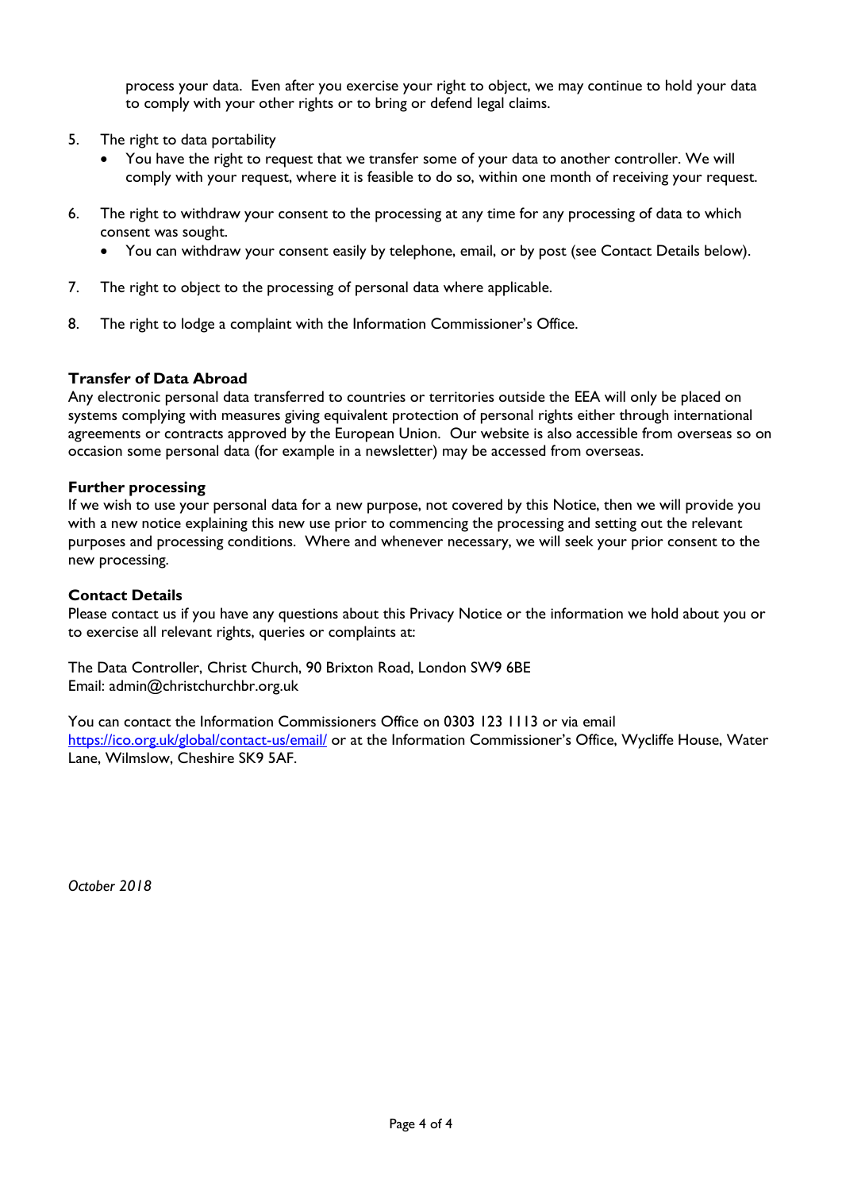process your data. Even after you exercise your right to object, we may continue to hold your data to comply with your other rights or to bring or defend legal claims.

5. The right to data portability
   - You have the right to request that we transfer some of your data to another controller. We will comply with your request, where it is feasible to do so, within one month of receiving your request.

6. The right to withdraw your consent to the processing at any time for any processing of data to which consent was sought.
   - You can withdraw your consent easily by telephone, email, or by post (see Contact Details below).

7. The right to object to the processing of personal data where applicable.

8. The right to lodge a complaint with the Information Commissioner's Office.

**Transfer of Data Abroad**

Any electronic personal data transferred to countries or territories outside the EEA will only be placed on systems complying with measures giving equivalent protection of personal rights either through international agreements or contracts approved by the European Union. Our website is also accessible from overseas so on occasion some personal data (for example in a newsletter) may be accessed from overseas.

**Further processing**

If we wish to use your personal data for a new purpose, not covered by this Notice, then we will provide you with a new notice explaining this new use prior to commencing the processing and setting out the relevant purposes and processing conditions. Where and whenever necessary, we will seek your prior consent to the new processing.

**Contact Details**

Please contact us if you have any questions about this Privacy Notice or the information we hold about you or to exercise all relevant rights, queries or complaints at:

The Data Controller, Christ Church, 90 Brixton Road, London SW9 6BE
Email: admin@christchurchbr.org.uk

You can contact the Information Commissioners Office on 0303 123 1113 or via email https://ico.org.uk/global/contact-us/email/ or at the Information Commissioner's Office, Wycliffe House, Water Lane, Wilmslow, Cheshire SK9 5AF.

*October 2018*